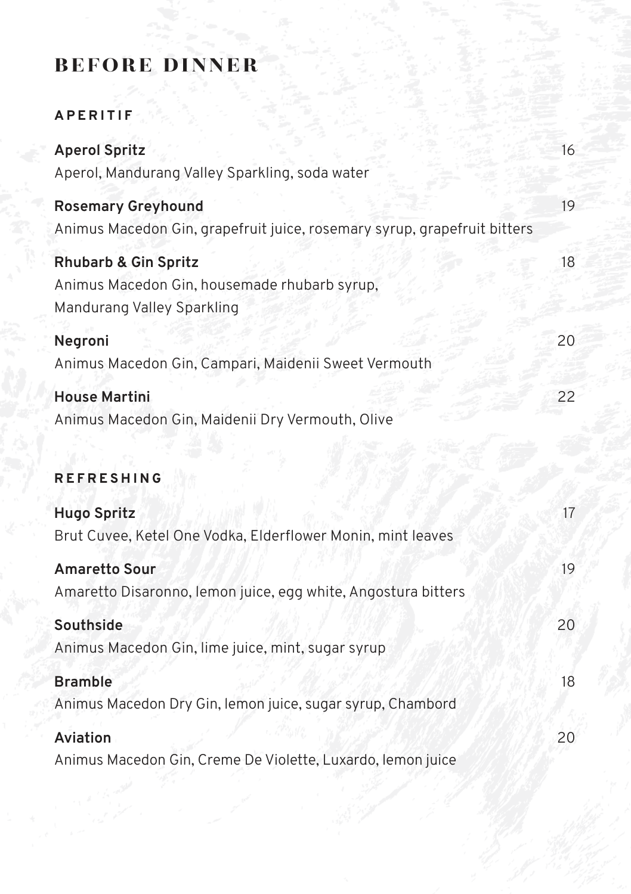# BEFORE DINNER

## APERITIF

**Aperol Spritz** 16
Aperol, Mandurang Valley Sparkling, soda water

**Rosemary Greyhound** 19
Animus Macedon Gin, grapefruit juice, rosemary syrup, grapefruit bitters

**Rhubarb & Gin Spritz** 18
Animus Macedon Gin, housemade rhubarb syrup,
Mandurang Valley Sparkling

**Negroni** 20
Animus Macedon Gin, Campari, Maidenii Sweet Vermouth

**House Martini** 22
Animus Macedon Gin, Maidenii Dry Vermouth, Olive

## REFRESHING

**Hugo Spritz** 17
Brut Cuvee, Ketel One Vodka, Elderflower Monin, mint leaves

**Amaretto Sour** 19
Amaretto Disaronno, lemon juice, egg white, Angostura bitters

**Southside** 20
Animus Macedon Gin, lime juice, mint, sugar syrup

**Bramble** 18
Animus Macedon Dry Gin, lemon juice, sugar syrup, Chambord

**Aviation** 20
Animus Macedon Gin, Creme De Violette, Luxardo, lemon juice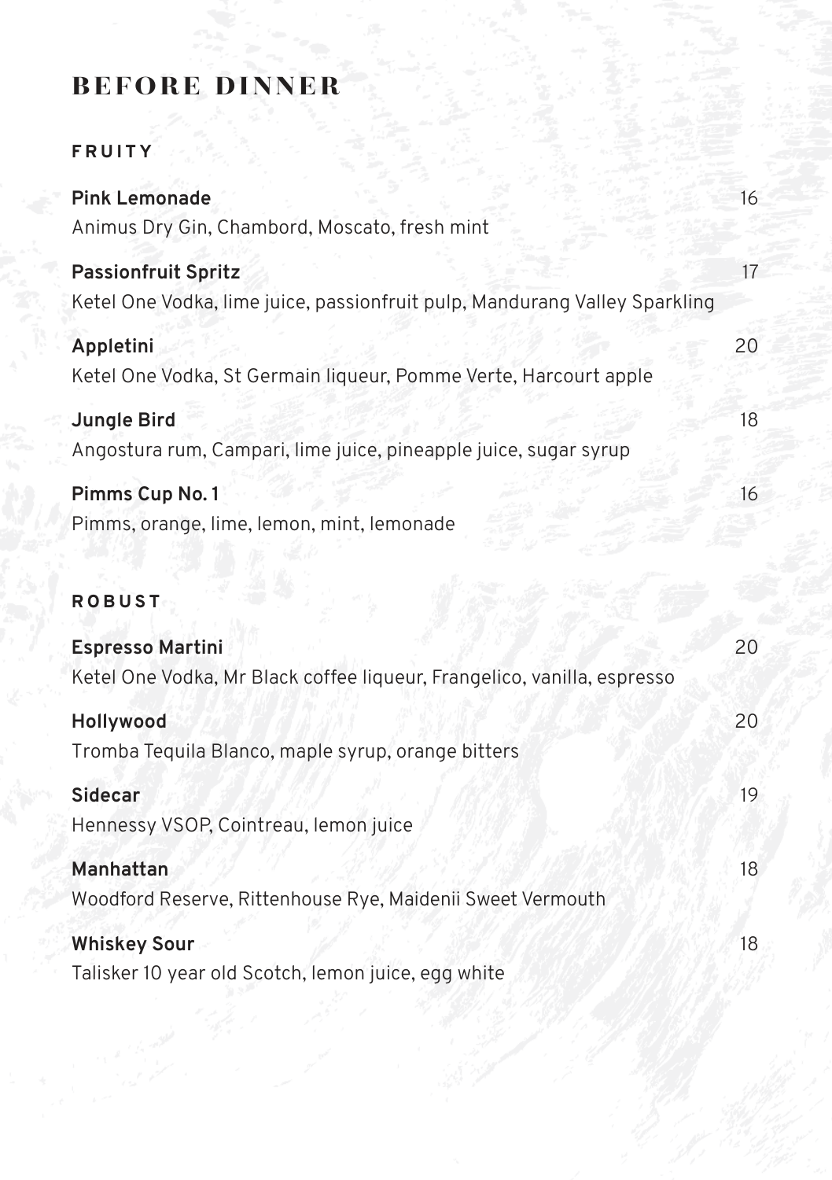# BEFORE DINNER

## FRUITY

**Pink Lemonade** 16
Animus Dry Gin, Chambord, Moscato, fresh mint

**Passionfruit Spritz** 17
Ketel One Vodka, lime juice, passionfruit pulp, Mandurang Valley Sparkling

**Appletini** 20
Ketel One Vodka, St Germain liqueur, Pomme Verte, Harcourt apple

**Jungle Bird** 18
Angostura rum, Campari, lime juice, pineapple juice, sugar syrup

**Pimms Cup No. 1** 16
Pimms, orange, lime, lemon, mint, lemonade

## ROBUST

**Espresso Martini** 20
Ketel One Vodka, Mr Black coffee liqueur, Frangelico, vanilla, espresso

**Hollywood** 20
Tromba Tequila Blanco, maple syrup, orange bitters

**Sidecar** 19
Hennessy VSOP, Cointreau, lemon juice

**Manhattan** 18
Woodford Reserve, Rittenhouse Rye, Maidenii Sweet Vermouth

**Whiskey Sour** 18
Talisker 10 year old Scotch, lemon juice, egg white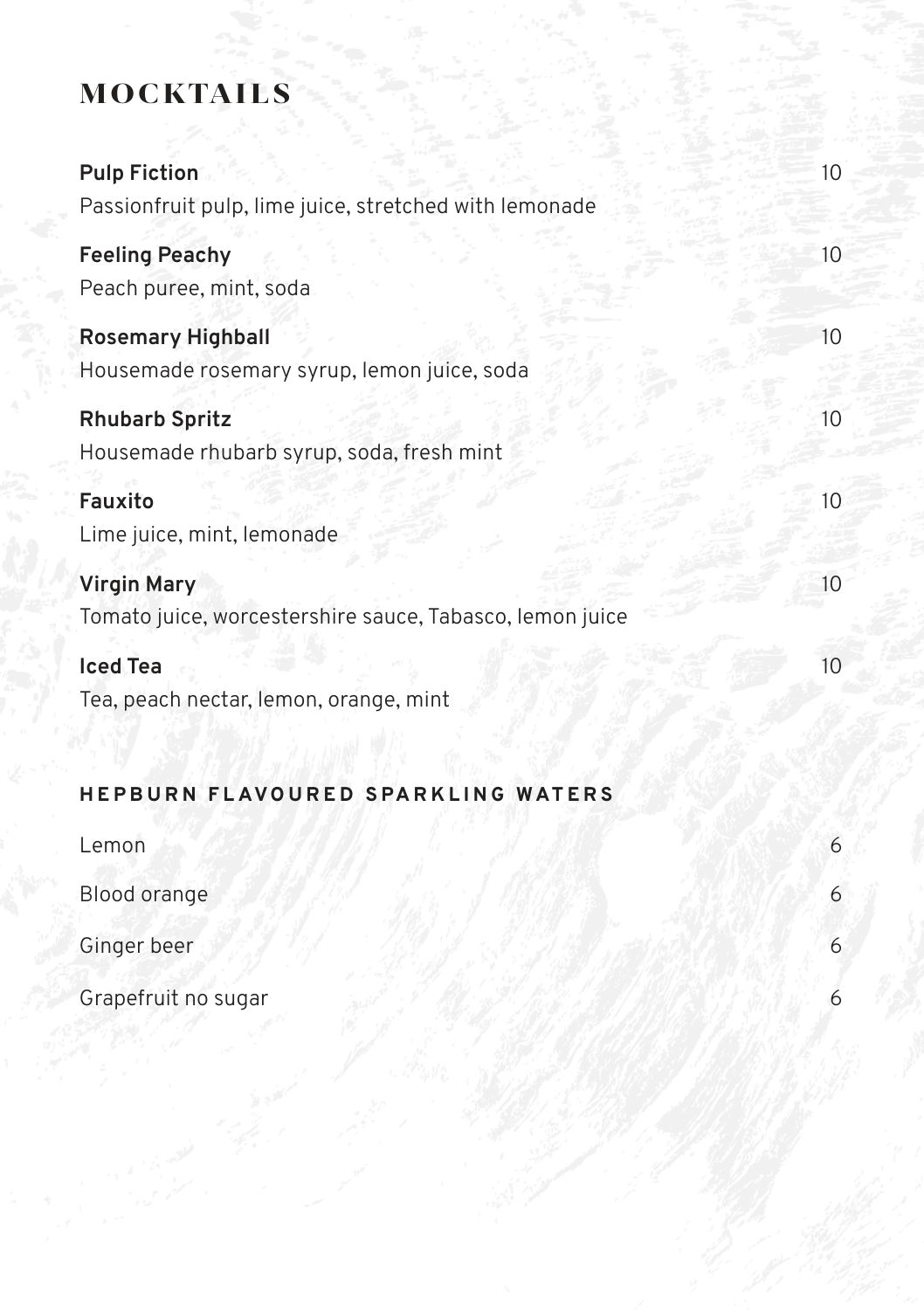# MOCKTAILS

**Pulp Fiction** 10
Passionfruit pulp, lime juice, stretched with lemonade

**Feeling Peachy** 10
Peach puree, mint, soda

**Rosemary Highball** 10
Housemade rosemary syrup, lemon juice, soda

**Rhubarb Spritz** 10
Housemade rhubarb syrup, soda, fresh mint

**Fauxito** 10
Lime juice, mint, lemonade

**Virgin Mary** 10
Tomato juice, worcestershire sauce, Tabasco, lemon juice

**Iced Tea** 10
Tea, peach nectar, lemon, orange, mint

## HEPBURN FLAVOURED SPARKLING WATERS

Lemon 6

Blood orange 6

Ginger beer 6

Grapefruit no sugar 6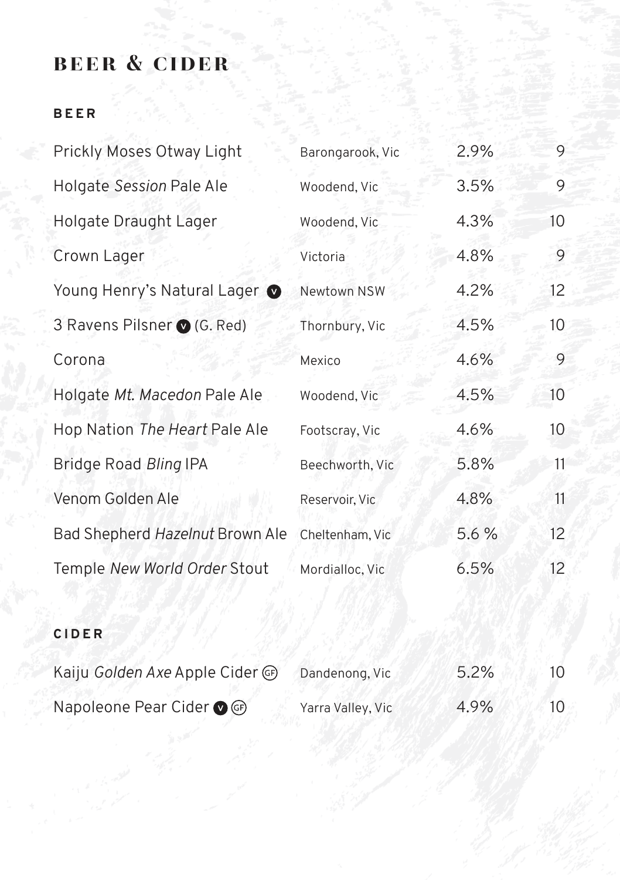# BEER & CIDER

## BEER

| | | | |
|---|---|---|---|
| Prickly Moses Otway Light | Barongarook, Vic | 2.9% | 9 |
| Holgate *Session* Pale Ale | Woodend, Vic | 3.5% | 9 |
| Holgate Draught Lager | Woodend, Vic | 4.3% | 10 |
| Crown Lager | Victoria | 4.8% | 9 |
| Young Henry's Natural Lager (V) | Newtown NSW | 4.2% | 12 |
| 3 Ravens Pilsner (V) (G. Red) | Thornbury, Vic | 4.5% | 10 |
| Corona | Mexico | 4.6% | 9 |
| Holgate *Mt. Macedon* Pale Ale | Woodend, Vic | 4.5% | 10 |
| Hop Nation *The Heart* Pale Ale | Footscray, Vic | 4.6% | 10 |
| Bridge Road *Bling* IPA | Beechworth, Vic | 5.8% | 11 |
| Venom Golden Ale | Reservoir, Vic | 4.8% | 11 |
| Bad Shepherd *Hazelnut* Brown Ale | Cheltenham, Vic | 5.6 % | 12 |
| Temple *New World Order* Stout | Mordialloc, Vic | 6.5% | 12 |

## CIDER

| | | | |
|---|---|---|---|
| Kaiju *Golden Axe* Apple Cider (GF) | Dandenong, Vic | 5.2% | 10 |
| Napoleone Pear Cider (V) (GF) | Yarra Valley, Vic | 4.9% | 10 |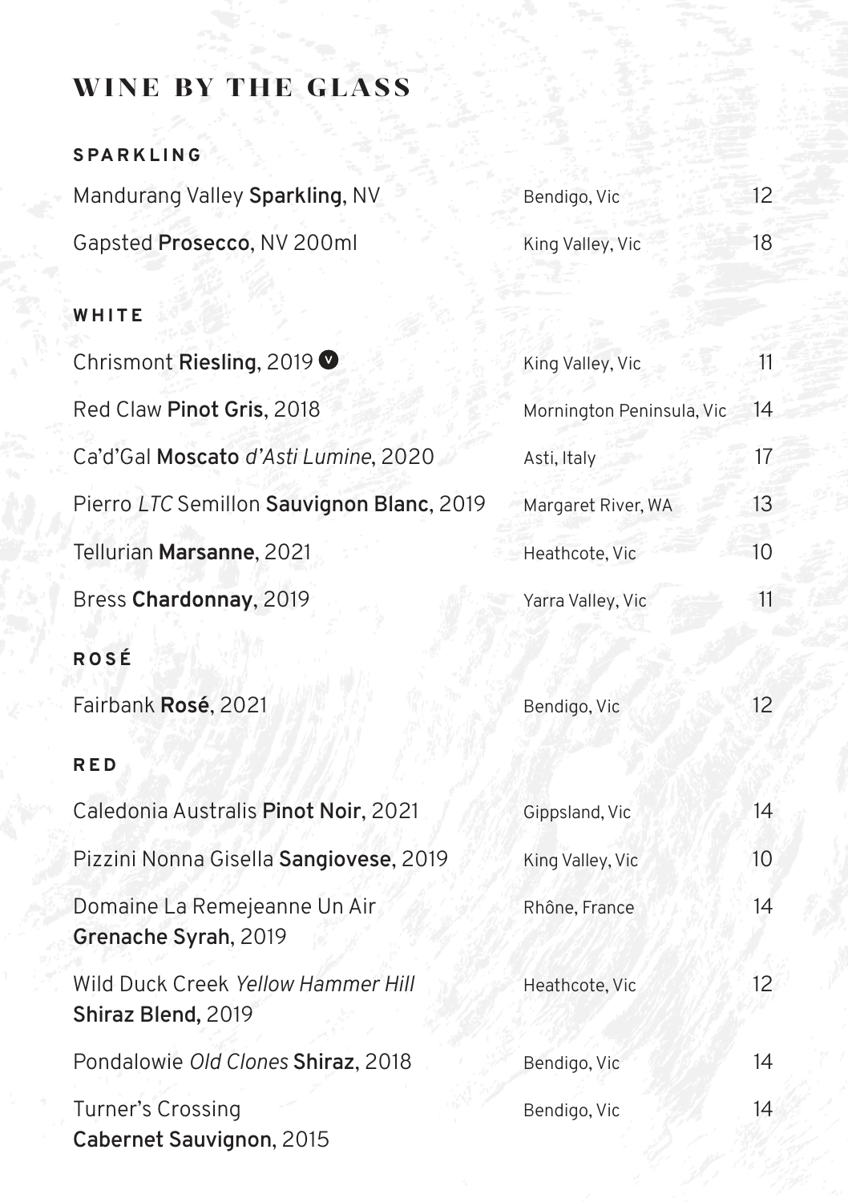# WINE BY THE GLASS

## SPARKLING

| | | |
|---|---|---|
| Mandurang Valley **Sparkling**, NV | Bendigo, Vic | 12 |
| Gapsted **Prosecco**, NV 200ml | King Valley, Vic | 18 |

## WHITE

| | | |
|---|---|---|
| Chrismont **Riesling**, 2019 (V) | King Valley, Vic | 11 |
| Red Claw **Pinot Gris**, 2018 | Mornington Peninsula, Vic | 14 |
| Ca'd'Gal **Moscato** *d'Asti Lumine*, 2020 | Asti, Italy | 17 |
| Pierro *LTC* Semillon **Sauvignon Blanc**, 2019 | Margaret River, WA | 13 |
| Tellurian **Marsanne**, 2021 | Heathcote, Vic | 10 |
| Bress **Chardonnay**, 2019 | Yarra Valley, Vic | 11 |

## ROSÉ

| | | |
|---|---|---|
| Fairbank **Rosé**, 2021 | Bendigo, Vic | 12 |

## RED

| | | |
|---|---|---|
| Caledonia Australis **Pinot Noir**, 2021 | Gippsland, Vic | 14 |
| Pizzini Nonna Gisella **Sangiovese**, 2019 | King Valley, Vic | 10 |
| Domaine La Remejeanne Un Air **Grenache Syrah**, 2019 | Rhône, France | 14 |
| Wild Duck Creek *Yellow Hammer Hill* **Shiraz Blend,** 2019 | Heathcote, Vic | 12 |
| Pondalowie *Old Clones* **Shiraz**, 2018 | Bendigo, Vic | 14 |
| Turner's Crossing **Cabernet Sauvignon**, 2015 | Bendigo, Vic | 14 |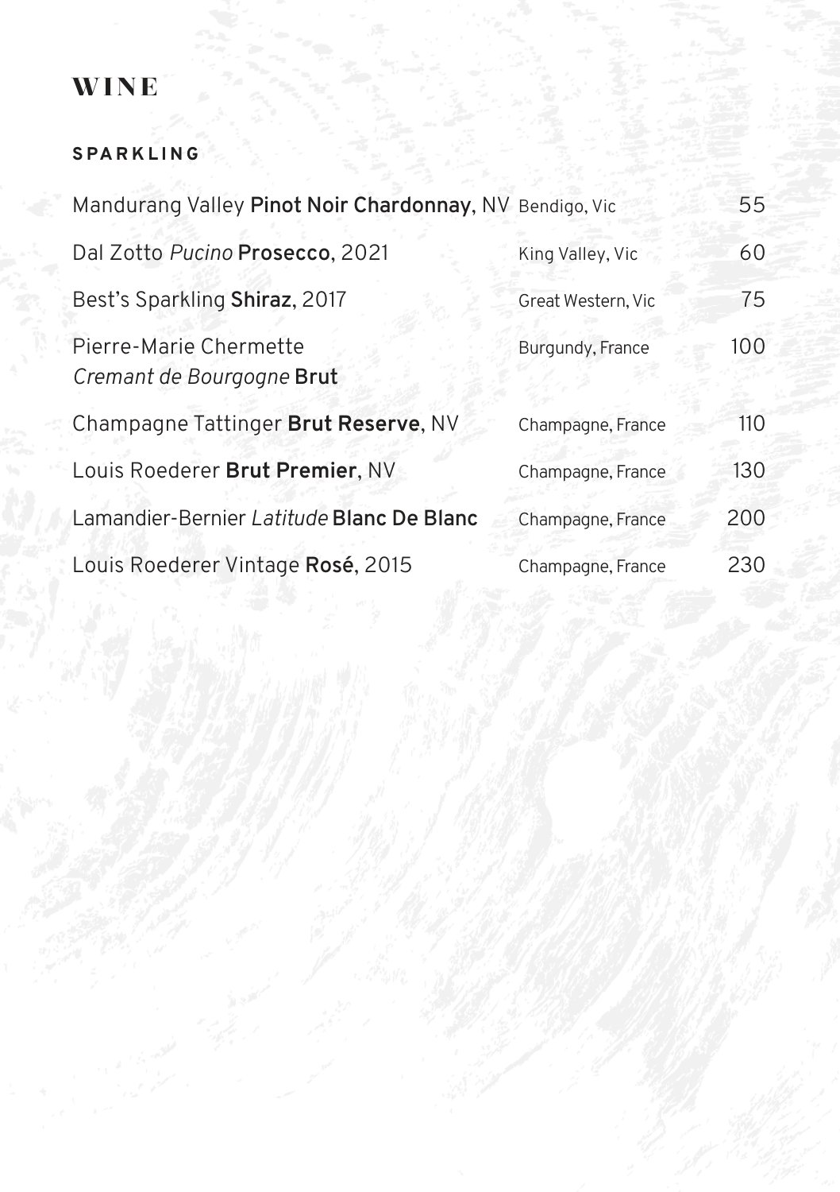# WINE

## SPARKLING

| Wine | Region | Price |
| --- | --- | --- |
| Mandurang Valley **Pinot Noir Chardonnay**, NV | Bendigo, Vic | 55 |
| Dal Zotto *Pucino* **Prosecco**, 2021 | King Valley, Vic | 60 |
| Best's Sparkling **Shiraz**, 2017 | Great Western, Vic | 75 |
| Pierre-Marie Chermette *Cremant de Bourgogne* **Brut** | Burgundy, France | 100 |
| Champagne Tattinger **Brut Reserve**, NV | Champagne, France | 110 |
| Louis Roederer **Brut Premier**, NV | Champagne, France | 130 |
| Lamandier-Bernier *Latitude* **Blanc De Blanc** | Champagne, France | 200 |
| Louis Roederer Vintage **Rosé**, 2015 | Champagne, France | 230 |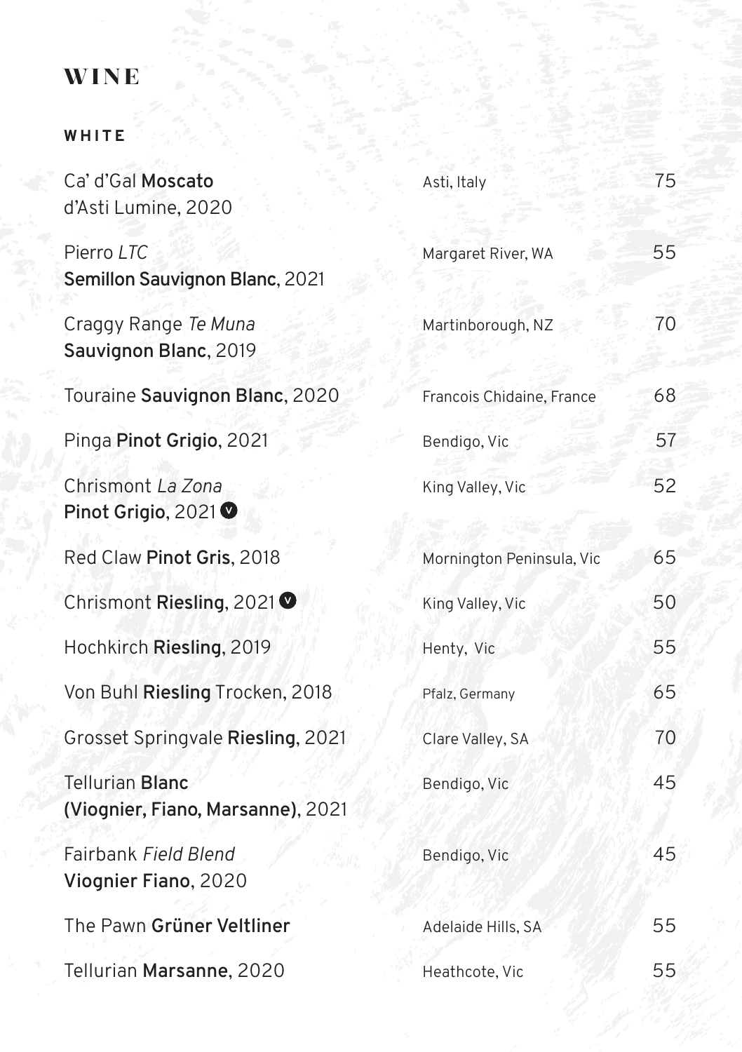# WINE

## WHITE

| Wine | Region | Price |
|---|---|---|
| Ca' d'Gal **Moscato** d'Asti Lumine, 2020 | Asti, Italy | 75 |
| Pierro *LTC* **Semillon Sauvignon Blanc**, 2021 | Margaret River, WA | 55 |
| Craggy Range *Te Muna* **Sauvignon Blanc**, 2019 | Martinborough, NZ | 70 |
| Touraine **Sauvignon Blanc**, 2020 | Francois Chidaine, France | 68 |
| Pinga **Pinot Grigio**, 2021 | Bendigo, Vic | 57 |
| Chrismont *La Zona* **Pinot Grigio**, 2021 (V) | King Valley, Vic | 52 |
| Red Claw **Pinot Gris**, 2018 | Mornington Peninsula, Vic | 65 |
| Chrismont **Riesling**, 2021 (V) | King Valley, Vic | 50 |
| Hochkirch **Riesling**, 2019 | Henty, Vic | 55 |
| Von Buhl **Riesling** Trocken, 2018 | Pfalz, Germany | 65 |
| Grosset Springvale **Riesling**, 2021 | Clare Valley, SA | 70 |
| Tellurian **Blanc (Viognier, Fiano, Marsanne)**, 2021 | Bendigo, Vic | 45 |
| Fairbank *Field Blend* **Viognier Fiano**, 2020 | Bendigo, Vic | 45 |
| The Pawn **Grüner Veltliner** | Adelaide Hills, SA | 55 |
| Tellurian **Marsanne**, 2020 | Heathcote, Vic | 55 |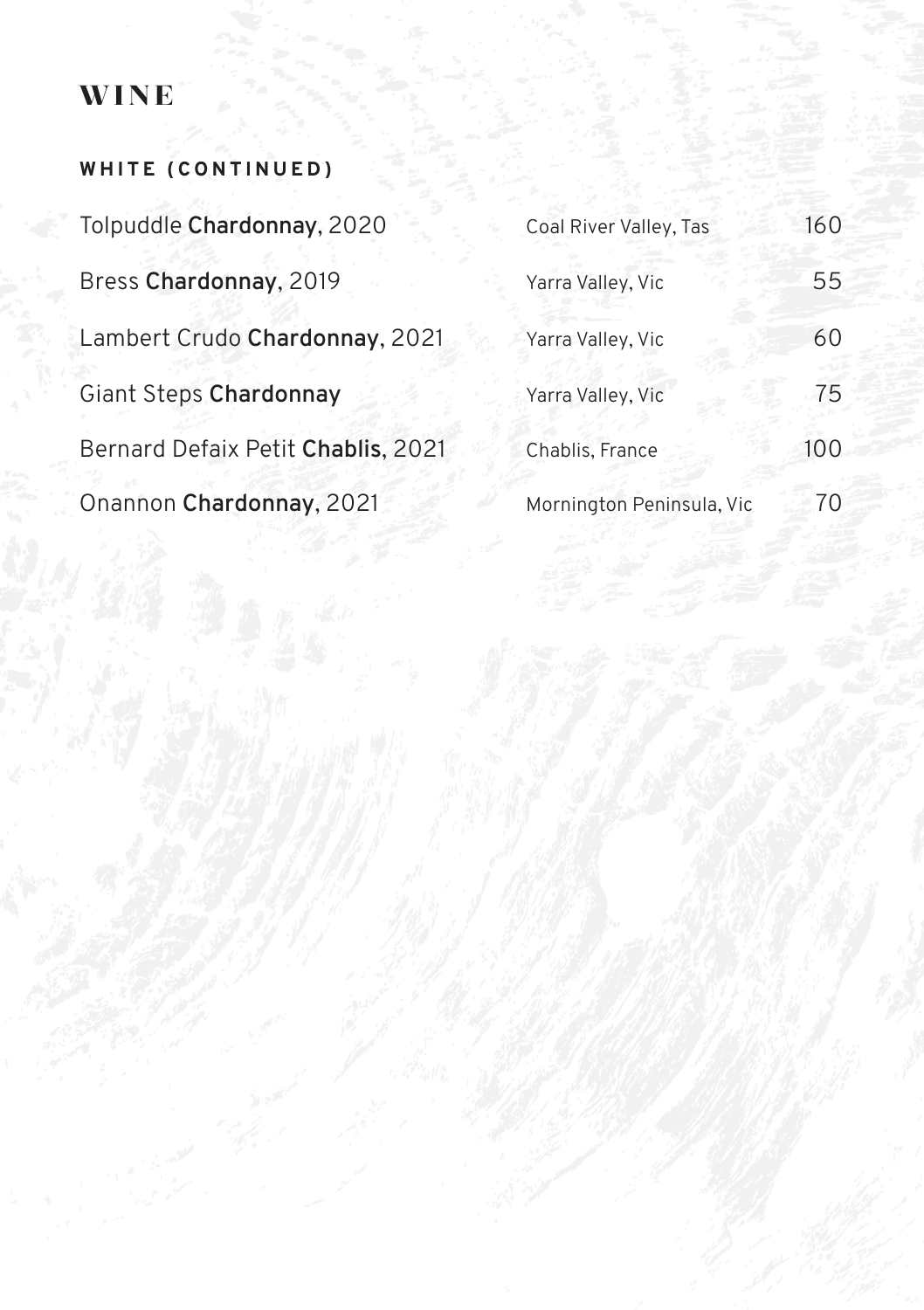# WINE

## WHITE (CONTINUED)

| | | |
|---|---|---|
| Tolpuddle **Chardonnay**, 2020 | Coal River Valley, Tas | 160 |
| Bress **Chardonnay**, 2019 | Yarra Valley, Vic | 55 |
| Lambert Crudo **Chardonnay**, 2021 | Yarra Valley, Vic | 60 |
| Giant Steps **Chardonnay** | Yarra Valley, Vic | 75 |
| Bernard Defaix Petit **Chablis**, 2021 | Chablis, France | 100 |
| Onannon **Chardonnay**, 2021 | Mornington Peninsula, Vic | 70 |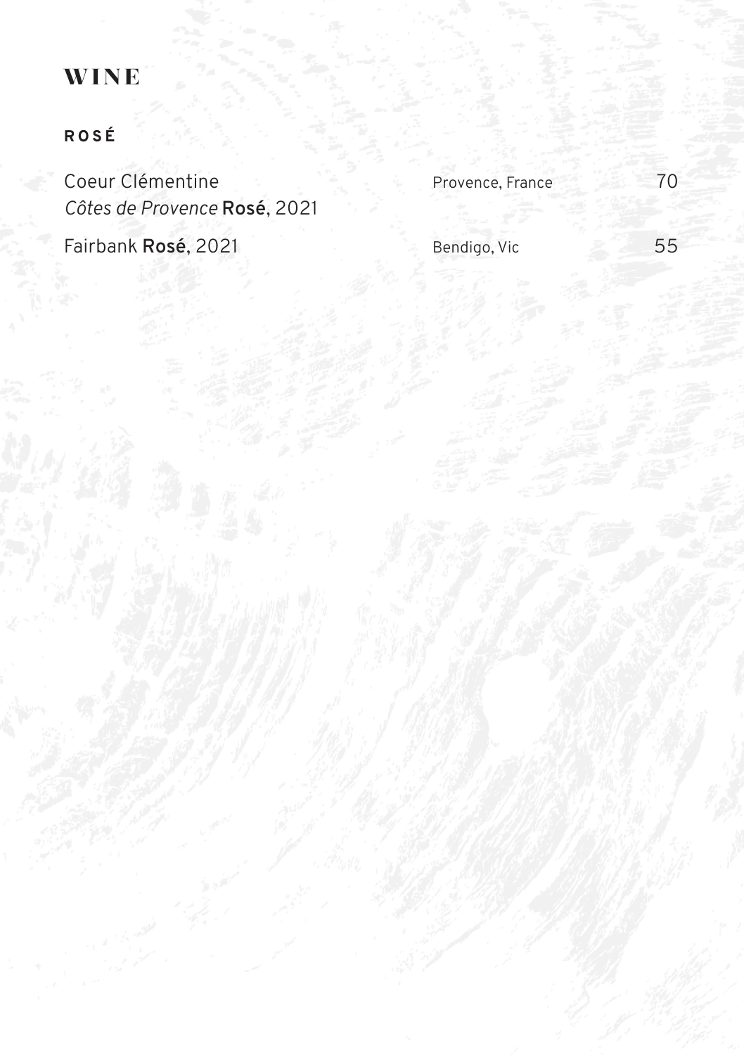# WINE

## ROSÉ

| Wine | Region | Price |
| --- | --- | --- |
| Coeur Clémentine<br>*Côtes de Provence* **Rosé**, 2021 | Provence, France | 70 |
| Fairbank **Rosé**, 2021 | Bendigo, Vic | 55 |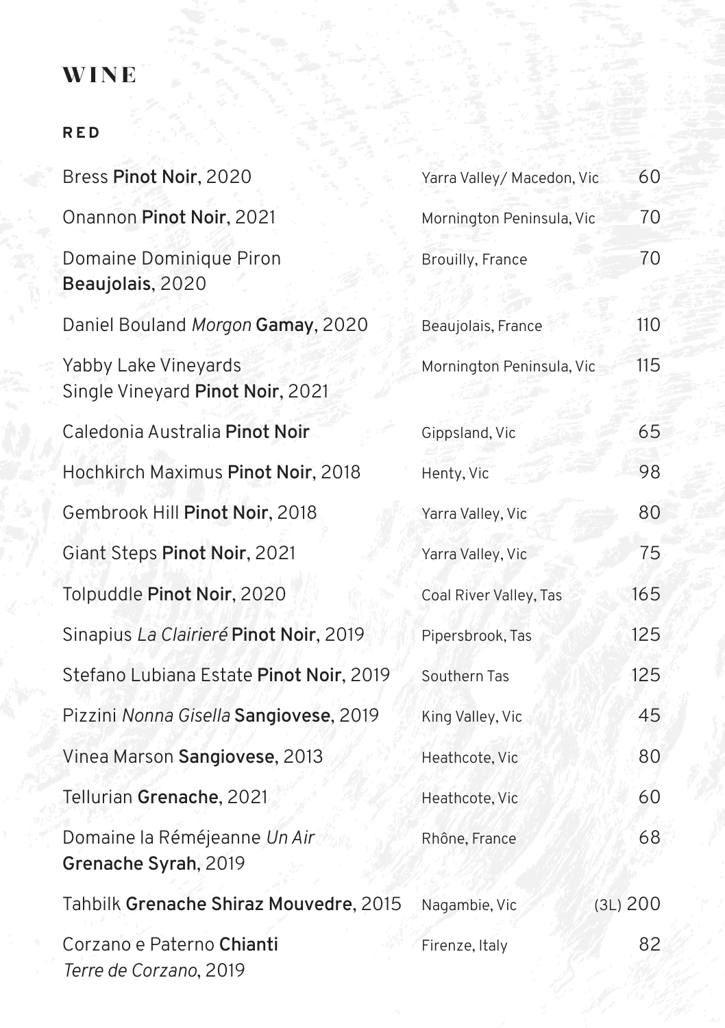# WINE

## RED

| Wine | Region | Price |
|---|---|---|
| Bress **Pinot Noir**, 2020 | Yarra Valley/ Macedon, Vic | 60 |
| Onannon **Pinot Noir**, 2021 | Mornington Peninsula, Vic | 70 |
| Domaine Dominique Piron **Beaujolais**, 2020 | Brouilly, France | 70 |
| Daniel Bouland *Morgon* **Gamay**, 2020 | Beaujolais, France | 110 |
| Yabby Lake Vineyards Single Vineyard **Pinot Noir**, 2021 | Mornington Peninsula, Vic | 115 |
| Caledonia Australia **Pinot Noir** | Gippsland, Vic | 65 |
| Hochkirch Maximus **Pinot Noir**, 2018 | Henty, Vic | 98 |
| Gembrook Hill **Pinot Noir**, 2018 | Yarra Valley, Vic | 80 |
| Giant Steps **Pinot Noir**, 2021 | Yarra Valley, Vic | 75 |
| Tolpuddle **Pinot Noir**, 2020 | Coal River Valley, Tas | 165 |
| Sinapius *La Clairieré* **Pinot Noir**, 2019 | Pipersbrook, Tas | 125 |
| Stefano Lubiana Estate **Pinot Noir**, 2019 | Southern Tas | 125 |
| Pizzini *Nonna Gisella* **Sangiovese**, 2019 | King Valley, Vic | 45 |
| Vinea Marson **Sangiovese**, 2013 | Heathcote, Vic | 80 |
| Tellurian **Grenache**, 2021 | Heathcote, Vic | 60 |
| Domaine la Réméjeanne *Un Air* **Grenache Syrah**, 2019 | Rhône, France | 68 |
| Tahbilk **Grenache Shiraz Mouvedre**, 2015 | Nagambie, Vic | (3L) 200 |
| Corzano e Paterno **Chianti** *Terre de Corzano*, 2019 | Firenze, Italy | 82 |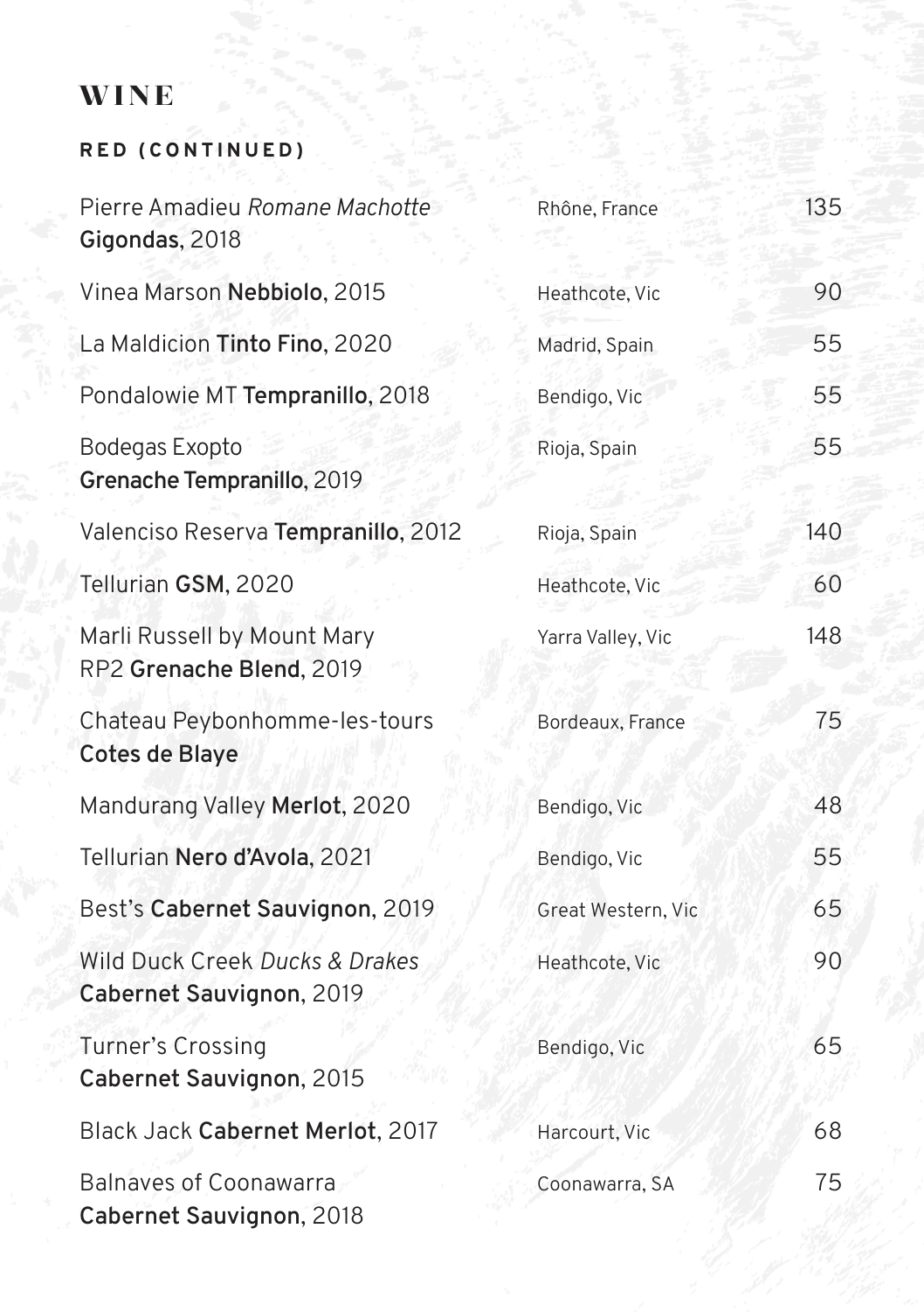# WINE

## RED (CONTINUED)

| Wine | Region | Price |
| --- | --- | --- |
| Pierre Amadieu *Romane Machotte* **Gigondas**, 2018 | Rhône, France | 135 |
| Vinea Marson **Nebbiolo**, 2015 | Heathcote, Vic | 90 |
| La Maldicion **Tinto Fino**, 2020 | Madrid, Spain | 55 |
| Pondalowie MT **Tempranillo**, 2018 | Bendigo, Vic | 55 |
| Bodegas Exopto **Grenache Tempranillo**, 2019 | Rioja, Spain | 55 |
| Valenciso Reserva **Tempranillo**, 2012 | Rioja, Spain | 140 |
| Tellurian **GSM**, 2020 | Heathcote, Vic | 60 |
| Marli Russell by Mount Mary RP2 **Grenache Blend**, 2019 | Yarra Valley, Vic | 148 |
| Chateau Peybonhomme-les-tours **Cotes de Blaye** | Bordeaux, France | 75 |
| Mandurang Valley **Merlot**, 2020 | Bendigo, Vic | 48 |
| Tellurian **Nero d'Avola**, 2021 | Bendigo, Vic | 55 |
| Best's **Cabernet Sauvignon**, 2019 | Great Western, Vic | 65 |
| Wild Duck Creek *Ducks & Drakes* **Cabernet Sauvignon**, 2019 | Heathcote, Vic | 90 |
| Turner's Crossing **Cabernet Sauvignon**, 2015 | Bendigo, Vic | 65 |
| Black Jack **Cabernet Merlot**, 2017 | Harcourt, Vic | 68 |
| Balnaves of Coonawarra **Cabernet Sauvignon**, 2018 | Coonawarra, SA | 75 |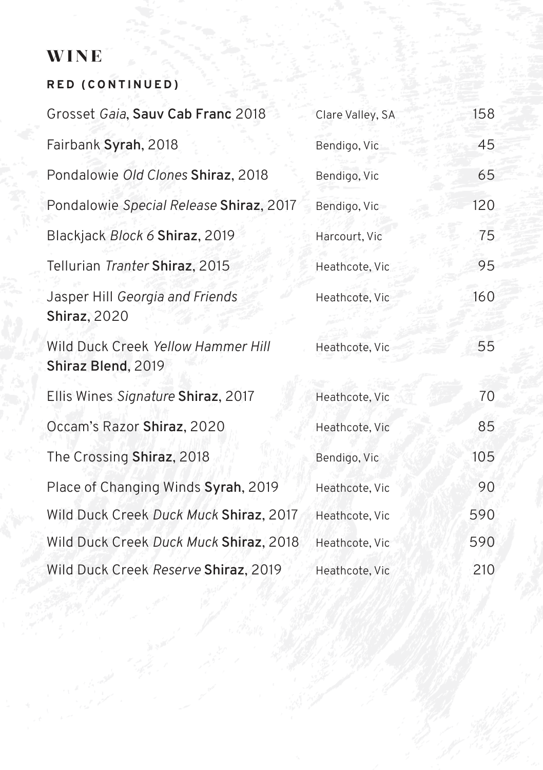# WINE

## RED (CONTINUED)

| Wine | Region | Price |
|---|---|---|
| Grosset *Gaia*, **Sauv Cab Franc** 2018 | Clare Valley, SA | 158 |
| Fairbank **Syrah**, 2018 | Bendigo, Vic | 45 |
| Pondalowie *Old Clones* **Shiraz**, 2018 | Bendigo, Vic | 65 |
| Pondalowie *Special Release* **Shiraz**, 2017 | Bendigo, Vic | 120 |
| Blackjack *Block 6* **Shiraz**, 2019 | Harcourt, Vic | 75 |
| Tellurian *Tranter* **Shiraz**, 2015 | Heathcote, Vic | 95 |
| Jasper Hill *Georgia and Friends* **Shiraz**, 2020 | Heathcote, Vic | 160 |
| Wild Duck Creek *Yellow Hammer Hill* **Shiraz Blend**, 2019 | Heathcote, Vic | 55 |
| Ellis Wines *Signature* **Shiraz**, 2017 | Heathcote, Vic | 70 |
| Occam's Razor **Shiraz**, 2020 | Heathcote, Vic | 85 |
| The Crossing **Shiraz**, 2018 | Bendigo, Vic | 105 |
| Place of Changing Winds **Syrah**, 2019 | Heathcote, Vic | 90 |
| Wild Duck Creek *Duck Muck* **Shiraz**, 2017 | Heathcote, Vic | 590 |
| Wild Duck Creek *Duck Muck* **Shiraz**, 2018 | Heathcote, Vic | 590 |
| Wild Duck Creek *Reserve* **Shiraz**, 2019 | Heathcote, Vic | 210 |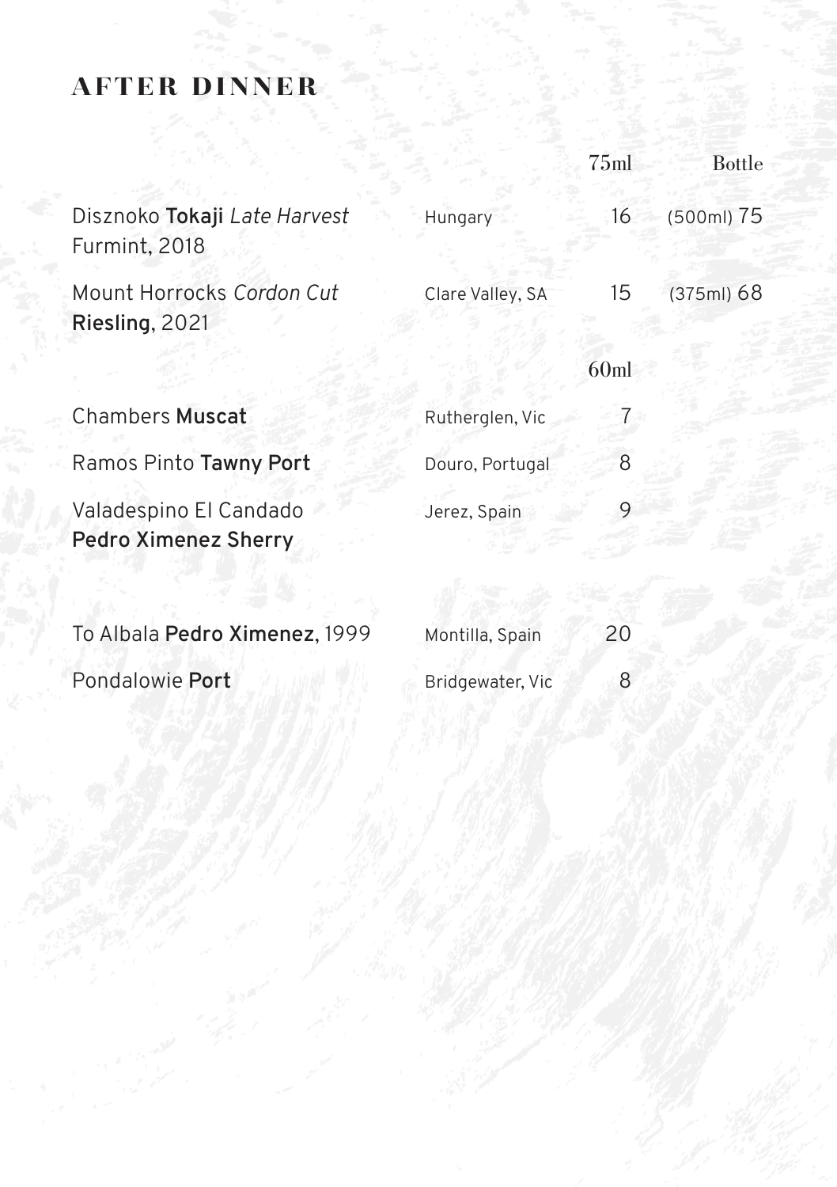# AFTER DINNER

| | | 75ml | Bottle |
|---|---|---|---|
| Disznoko **Tokaji** *Late Harvest* Furmint, 2018 | Hungary | 16 | (500ml) 75 |
| Mount Horrocks *Cordon Cut* **Riesling**, 2021 | Clare Valley, SA | 15 | (375ml) 68 |
| | | 60ml | |
| Chambers **Muscat** | Rutherglen, Vic | 7 | |
| Ramos Pinto **Tawny Port** | Douro, Portugal | 8 | |
| Valadespino El Candado **Pedro Ximenez Sherry** | Jerez, Spain | 9 | |
| To Albala **Pedro Ximenez**, 1999 | Montilla, Spain | 20 | |
| Pondalowie **Port** | Bridgewater, Vic | 8 | |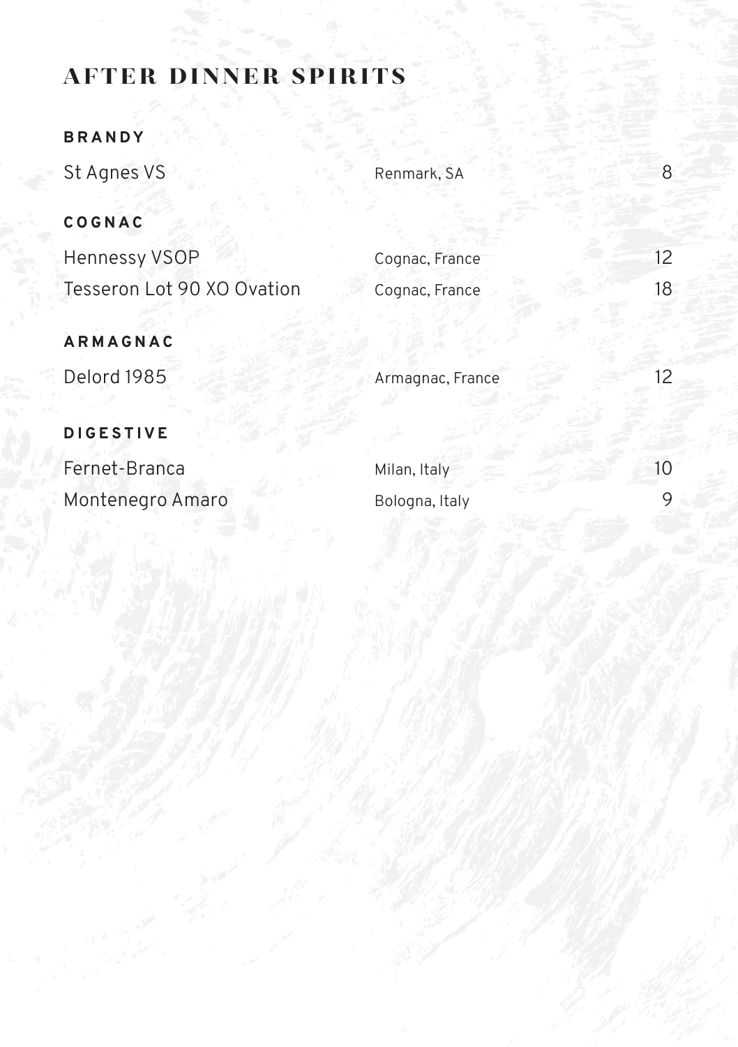# AFTER DINNER SPIRITS

## BRANDY

| | | |
|---|---|---|
| St Agnes VS | Renmark, SA | 8 |

## COGNAC

| | | |
|---|---|---|
| Hennessy VSOP | Cognac, France | 12 |
| Tesseron Lot 90 XO Ovation | Cognac, France | 18 |

## ARMAGNAC

| | | |
|---|---|---|
| Delord 1985 | Armagnac, France | 12 |

## DIGESTIVE

| | | |
|---|---|---|
| Fernet-Branca | Milan, Italy | 10 |
| Montenegro Amaro | Bologna, Italy | 9 |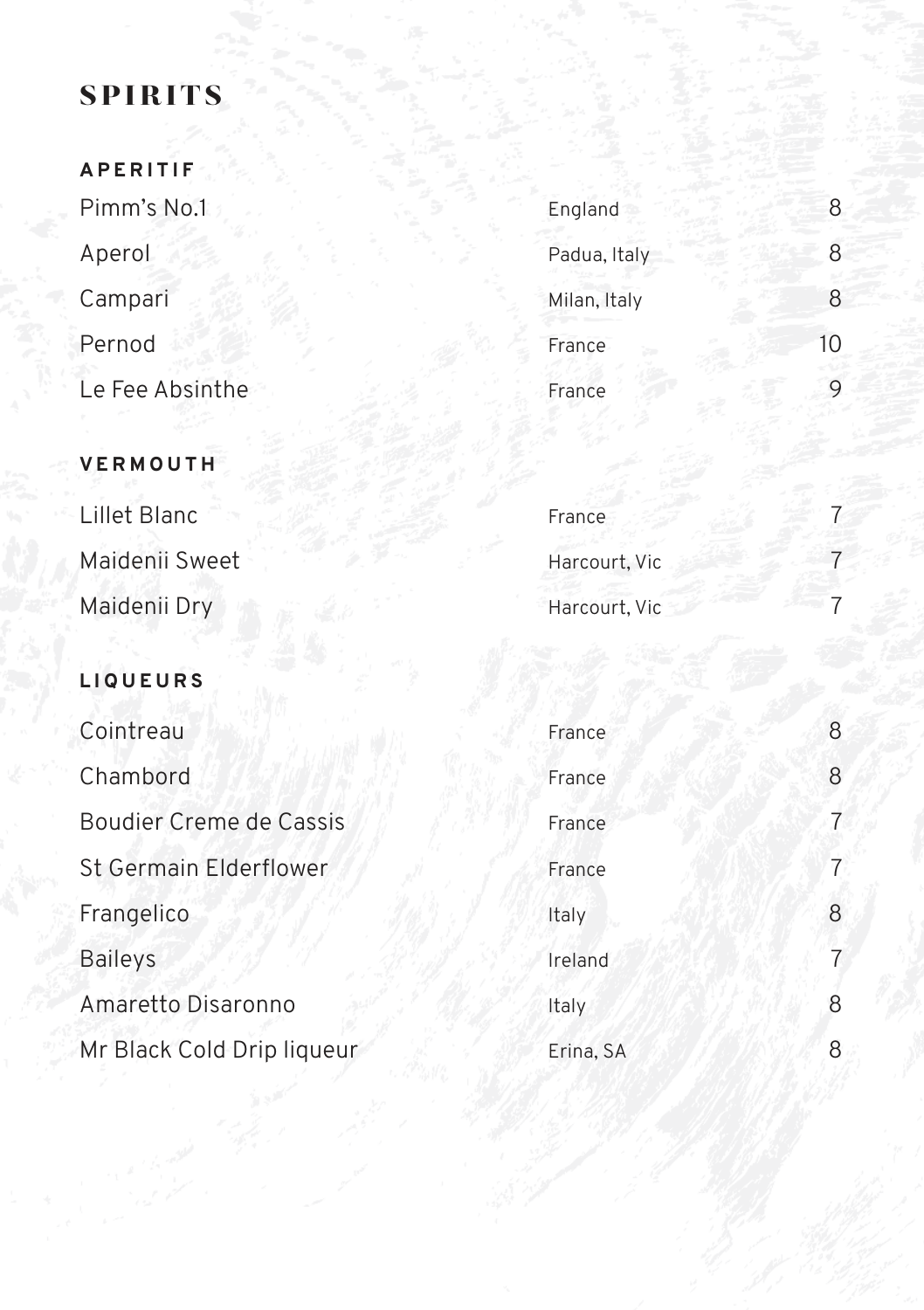# SPIRITS

## APERITIF

| Item | Origin | Price |
| --- | --- | --- |
| Pimm's No.1 | England | 8 |
| Aperol | Padua, Italy | 8 |
| Campari | Milan, Italy | 8 |
| Pernod | France | 10 |
| Le Fee Absinthe | France | 9 |

## VERMOUTH

| Item | Origin | Price |
| --- | --- | --- |
| Lillet Blanc | France | 7 |
| Maidenii Sweet | Harcourt, Vic | 7 |
| Maidenii Dry | Harcourt, Vic | 7 |

## LIQUEURS

| Item | Origin | Price |
| --- | --- | --- |
| Cointreau | France | 8 |
| Chambord | France | 8 |
| Boudier Creme de Cassis | France | 7 |
| St Germain Elderflower | France | 7 |
| Frangelico | Italy | 8 |
| Baileys | Ireland | 7 |
| Amaretto Disaronno | Italy | 8 |
| Mr Black Cold Drip liqueur | Erina, SA | 8 |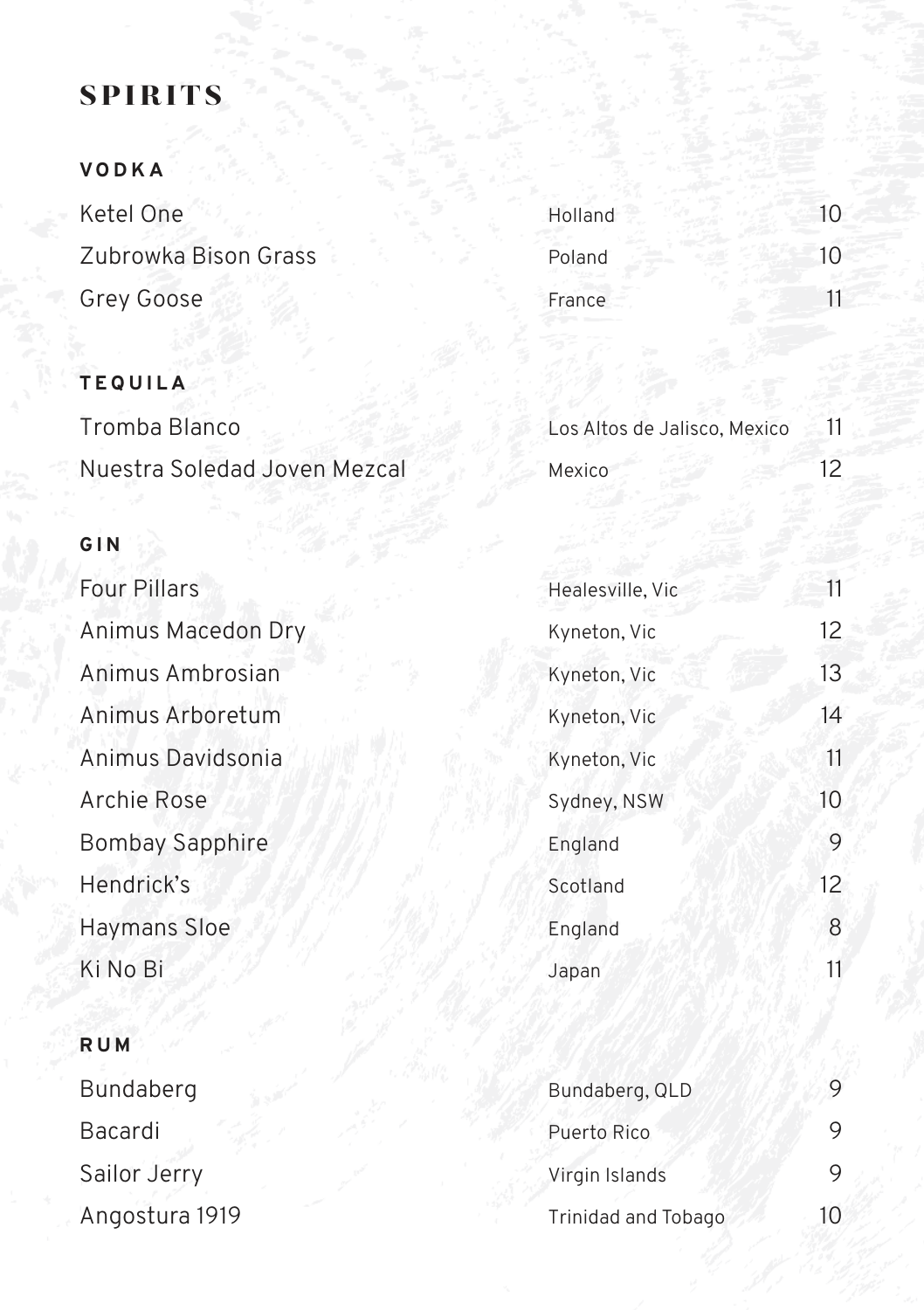# SPIRITS

## VODKA

| | | |
|---|---|---|
| Ketel One | Holland | 10 |
| Zubrowka Bison Grass | Poland | 10 |
| Grey Goose | France | 11 |

## TEQUILA

| | | |
|---|---|---|
| Tromba Blanco | Los Altos de Jalisco, Mexico | 11 |
| Nuestra Soledad Joven Mezcal | Mexico | 12 |

## GIN

| | | |
|---|---|---|
| Four Pillars | Healesville, Vic | 11 |
| Animus Macedon Dry | Kyneton, Vic | 12 |
| Animus Ambrosian | Kyneton, Vic | 13 |
| Animus Arboretum | Kyneton, Vic | 14 |
| Animus Davidsonia | Kyneton, Vic | 11 |
| Archie Rose | Sydney, NSW | 10 |
| Bombay Sapphire | England | 9 |
| Hendrick's | Scotland | 12 |
| Haymans Sloe | England | 8 |
| Ki No Bi | Japan | 11 |

## RUM

| | | |
|---|---|---|
| Bundaberg | Bundaberg, QLD | 9 |
| Bacardi | Puerto Rico | 9 |
| Sailor Jerry | Virgin Islands | 9 |
| Angostura 1919 | Trinidad and Tobago | 10 |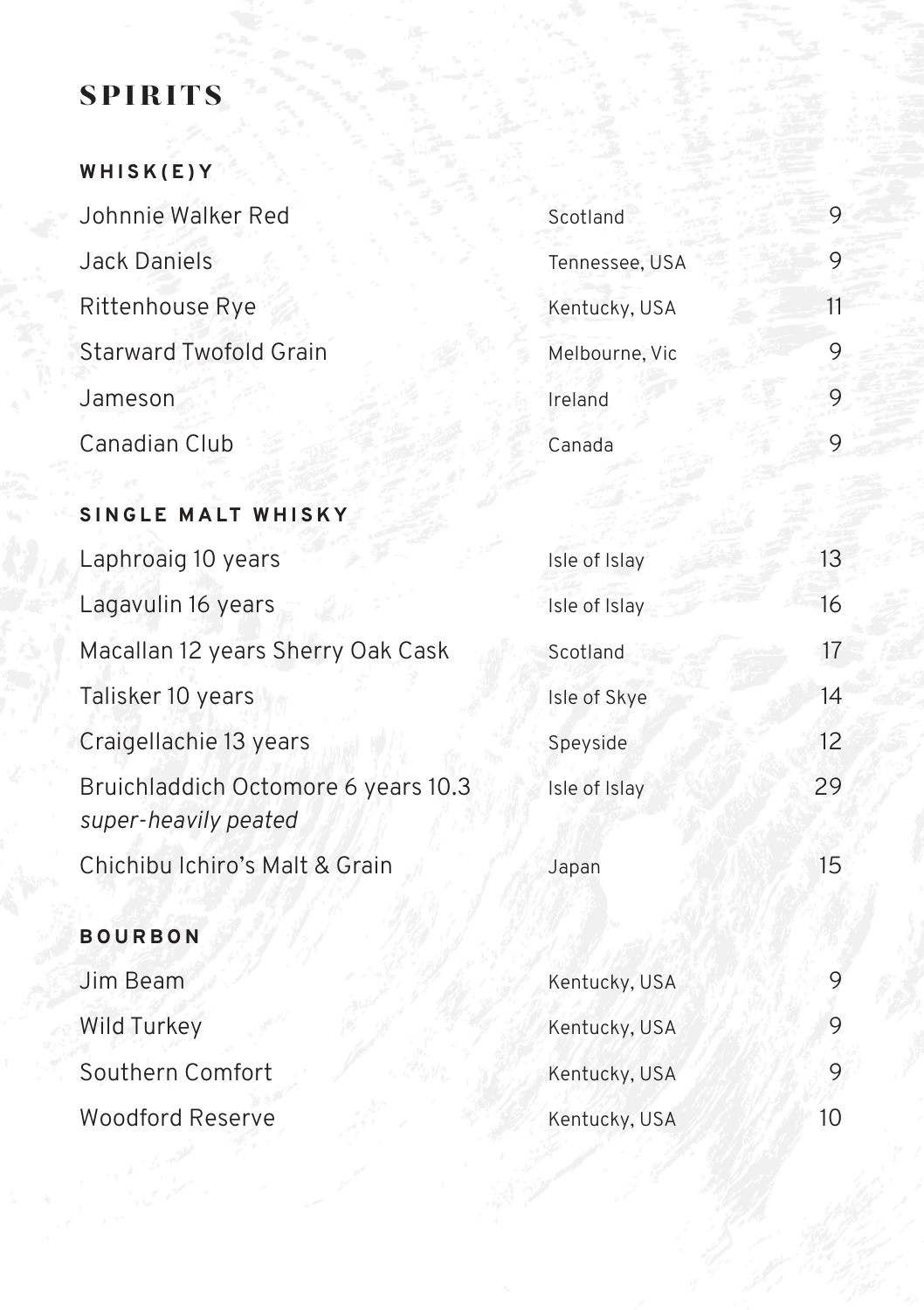# SPIRITS

## WHISK(E)Y

| | | |
|---|---|---|
| Johnnie Walker Red | Scotland | 9 |
| Jack Daniels | Tennessee, USA | 9 |
| Rittenhouse Rye | Kentucky, USA | 11 |
| Starward Twofold Grain | Melbourne, Vic | 9 |
| Jameson | Ireland | 9 |
| Canadian Club | Canada | 9 |

## SINGLE MALT WHISKY

| | | |
|---|---|---|
| Laphroaig 10 years | Isle of Islay | 13 |
| Lagavulin 16 years | Isle of Islay | 16 |
| Macallan 12 years Sherry Oak Cask | Scotland | 17 |
| Talisker 10 years | Isle of Skye | 14 |
| Craigellachie 13 years | Speyside | 12 |
| Bruichladdich Octomore 6 years 10.3 *super-heavily peated* | Isle of Islay | 29 |
| Chichibu Ichiro's Malt & Grain | Japan | 15 |

## BOURBON

| | | |
|---|---|---|
| Jim Beam | Kentucky, USA | 9 |
| Wild Turkey | Kentucky, USA | 9 |
| Southern Comfort | Kentucky, USA | 9 |
| Woodford Reserve | Kentucky, USA | 10 |